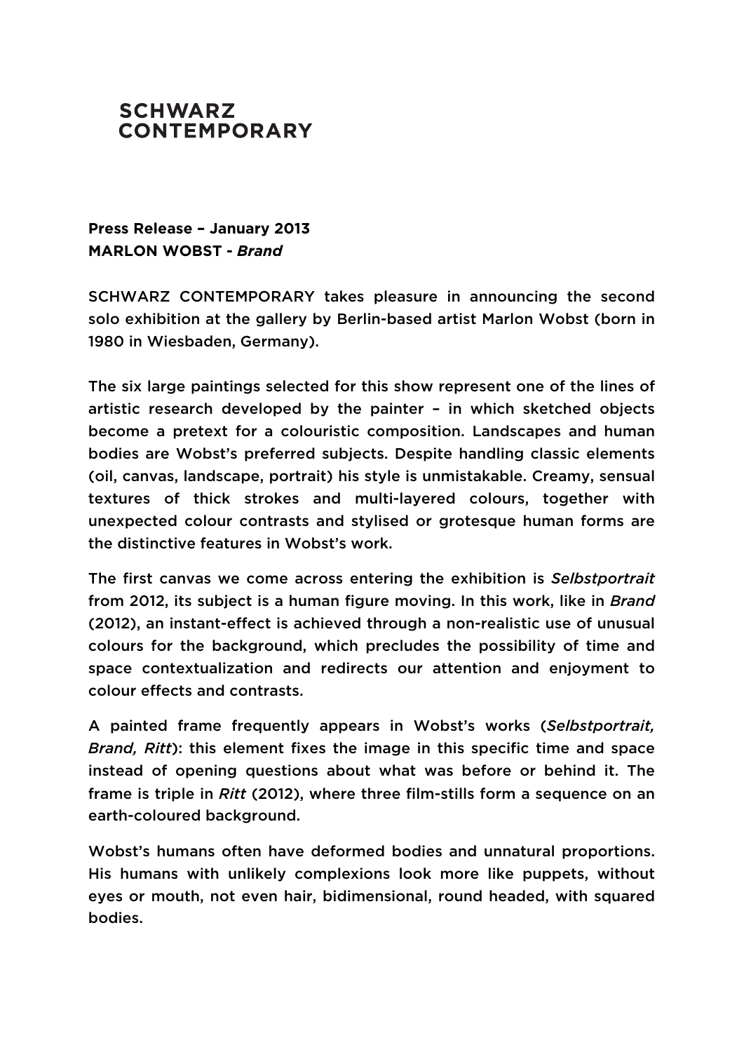# SCHWARZ CONTEMPORARY

**Press Release – January 2013**
**MARLON WOBST - *Brand***

SCHWARZ CONTEMPORARY takes pleasure in announcing the second solo exhibition at the gallery by Berlin-based artist Marlon Wobst (born in 1980 in Wiesbaden, Germany).

The six large paintings selected for this show represent one of the lines of artistic research developed by the painter – in which sketched objects become a pretext for a colouristic composition. Landscapes and human bodies are Wobst's preferred subjects. Despite handling classic elements (oil, canvas, landscape, portrait) his style is unmistakable. Creamy, sensual textures of thick strokes and multi-layered colours, together with unexpected colour contrasts and stylised or grotesque human forms are the distinctive features in Wobst's work.

The first canvas we come across entering the exhibition is *Selbstportrait* from 2012, its subject is a human figure moving. In this work, like in *Brand* (2012), an instant-effect is achieved through a non-realistic use of unusual colours for the background, which precludes the possibility of time and space contextualization and redirects our attention and enjoyment to colour effects and contrasts.

A painted frame frequently appears in Wobst's works (*Selbstportrait, Brand, Ritt*): this element fixes the image in this specific time and space instead of opening questions about what was before or behind it. The frame is triple in *Ritt* (2012), where three film-stills form a sequence on an earth-coloured background.

Wobst's humans often have deformed bodies and unnatural proportions. His humans with unlikely complexions look more like puppets, without eyes or mouth, not even hair, bidimensional, round headed, with squared bodies.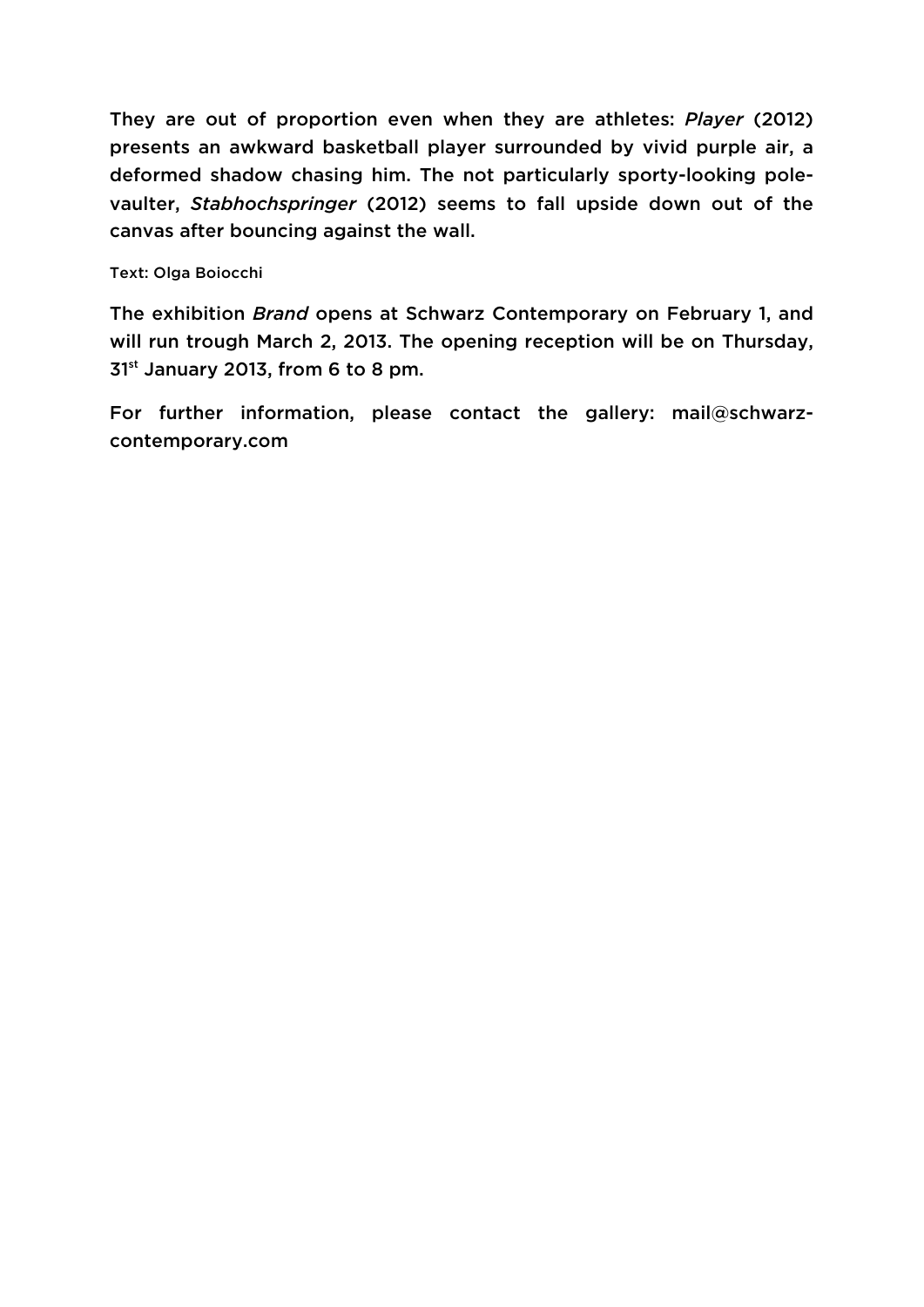They are out of proportion even when they are athletes: *Player* (2012) presents an awkward basketball player surrounded by vivid purple air, a deformed shadow chasing him. The not particularly sporty-looking pole-vaulter, *Stabhochspringer* (2012) seems to fall upside down out of the canvas after bouncing against the wall.

Text: Olga Boiocchi

The exhibition *Brand* opens at Schwarz Contemporary on February 1, and will run trough March 2, 2013. The opening reception will be on Thursday, 31st January 2013, from 6 to 8 pm.

For further information, please contact the gallery: mail@schwarz-contemporary.com